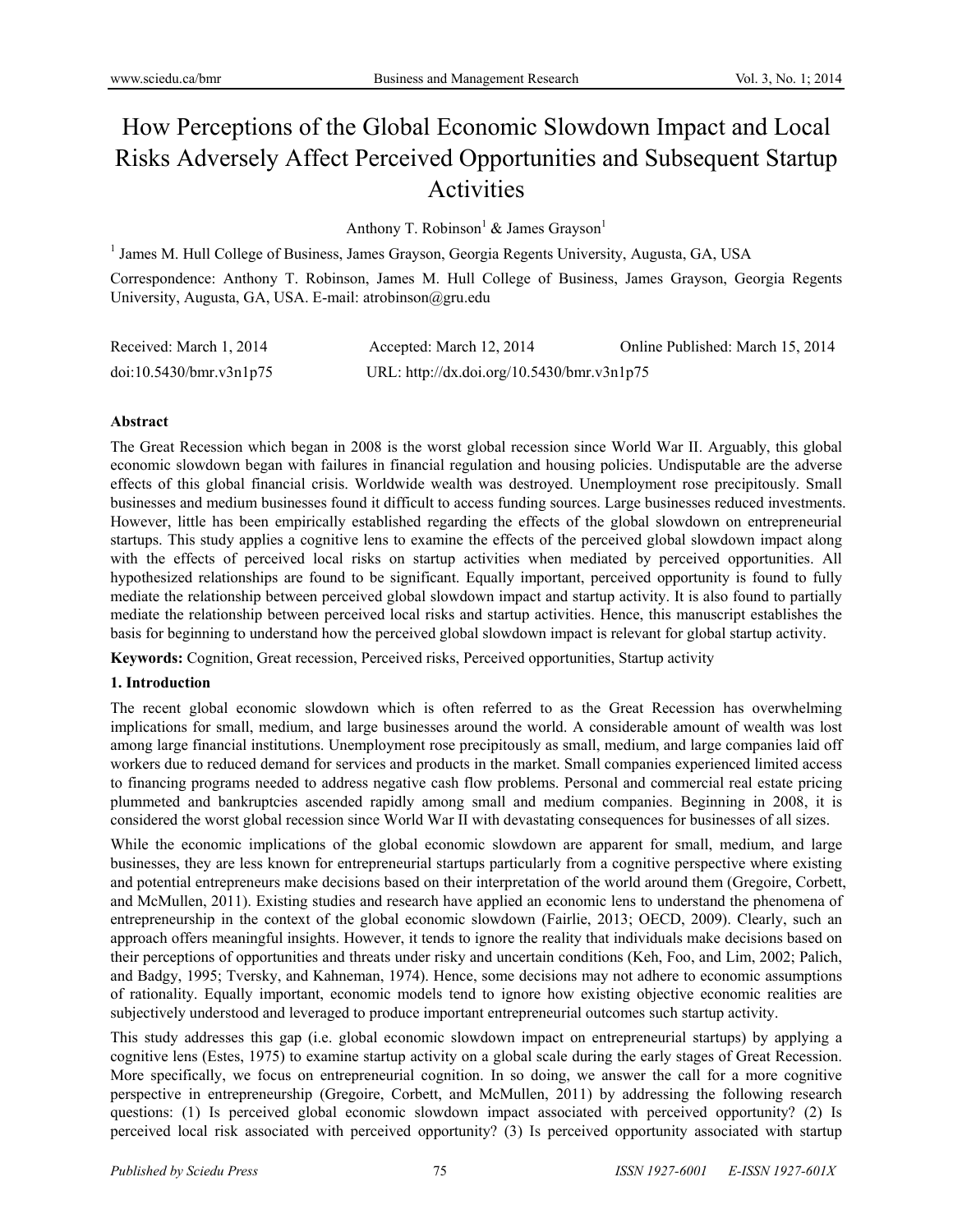# How Perceptions of the Global Economic Slowdown Impact and Local Risks Adversely Affect Perceived Opportunities and Subsequent Startup Activities

Anthony T. Robinson[1] & James Grayson[1]

[1] James M. Hull College of Business, James Grayson, Georgia Regents University, Augusta, GA, USA

Correspondence: Anthony T. Robinson, James M. Hull College of Business, James Grayson, Georgia Regents University, Augusta, GA, USA. E-mail: atrobinson@gru.edu

Received: March 1, 2014 Accepted: March 12, 2014 Online Published: March 15, 2014

doi:10.5430/bmr.v3n1p75 URL: http://dx.doi.org/10.5430/bmr.v3n1p75

**Abstract**

The Great Recession which began in 2008 is the worst global recession since World War II. Arguably, this global economic slowdown began with failures in financial regulation and housing policies. Undisputable are the adverse effects of this global financial crisis. Worldwide wealth was destroyed. Unemployment rose precipitously. Small businesses and medium businesses found it difficult to access funding sources. Large businesses reduced investments. However, little has been empirically established regarding the effects of the global slowdown on entrepreneurial startups. This study applies a cognitive lens to examine the effects of the perceived global slowdown impact along with the effects of perceived local risks on startup activities when mediated by perceived opportunities. All hypothesized relationships are found to be significant. Equally important, perceived opportunity is found to fully mediate the relationship between perceived global slowdown impact and startup activity. It is also found to partially mediate the relationship between perceived local risks and startup activities. Hence, this manuscript establishes the basis for beginning to understand how the perceived global slowdown impact is relevant for global startup activity.

**Keywords:** Cognition, Great recession, Perceived risks, Perceived opportunities, Startup activity

## 1. Introduction

The recent global economic slowdown which is often referred to as the Great Recession has overwhelming implications for small, medium, and large businesses around the world. A considerable amount of wealth was lost among large financial institutions. Unemployment rose precipitously as small, medium, and large companies laid off workers due to reduced demand for services and products in the market. Small companies experienced limited access to financing programs needed to address negative cash flow problems. Personal and commercial real estate pricing plummeted and bankruptcies ascended rapidly among small and medium companies. Beginning in 2008, it is considered the worst global recession since World War II with devastating consequences for businesses of all sizes.

While the economic implications of the global economic slowdown are apparent for small, medium, and large businesses, they are less known for entrepreneurial startups particularly from a cognitive perspective where existing and potential entrepreneurs make decisions based on their interpretation of the world around them (Gregoire, Corbett, and McMullen, 2011). Existing studies and research have applied an economic lens to understand the phenomena of entrepreneurship in the context of the global economic slowdown (Fairlie, 2013; OECD, 2009). Clearly, such an approach offers meaningful insights. However, it tends to ignore the reality that individuals make decisions based on their perceptions of opportunities and threats under risky and uncertain conditions (Keh, Foo, and Lim, 2002; Palich, and Badgy, 1995; Tversky, and Kahneman, 1974). Hence, some decisions may not adhere to economic assumptions of rationality. Equally important, economic models tend to ignore how existing objective economic realities are subjectively understood and leveraged to produce important entrepreneurial outcomes such startup activity.

This study addresses this gap (i.e. global economic slowdown impact on entrepreneurial startups) by applying a cognitive lens (Estes, 1975) to examine startup activity on a global scale during the early stages of Great Recession. More specifically, we focus on entrepreneurial cognition. In so doing, we answer the call for a more cognitive perspective in entrepreneurship (Gregoire, Corbett, and McMullen, 2011) by addressing the following research questions: (1) Is perceived global economic slowdown impact associated with perceived opportunity? (2) Is perceived local risk associated with perceived opportunity? (3) Is perceived opportunity associated with startup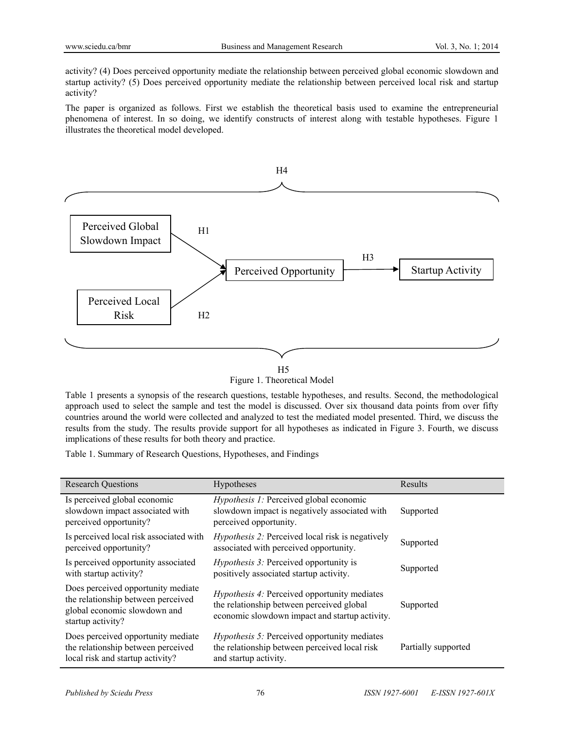activity? (4) Does perceived opportunity mediate the relationship between perceived global economic slowdown and startup activity? (5) Does perceived opportunity mediate the relationship between perceived local risk and startup activity?

The paper is organized as follows. First we establish the theoretical basis used to examine the entrepreneurial phenomena of interest. In so doing, we identify constructs of interest along with testable hypotheses. Figure 1 illustrates the theoretical model developed.

H4

Perceived Global Slowdown Impact — H1 → Perceived Opportunity — H3 → Startup Activity

Perceived Local Risk — H2 → Perceived Opportunity

H5

Figure 1. Theoretical Model

Table 1 presents a synopsis of the research questions, testable hypotheses, and results. Second, the methodological approach used to select the sample and test the model is discussed. Over six thousand data points from over fifty countries around the world were collected and analyzed to test the mediated model presented. Third, we discuss the results from the study. The results provide support for all hypotheses as indicated in Figure 3. Fourth, we discuss implications of these results for both theory and practice.

Table 1. Summary of Research Questions, Hypotheses, and Findings

| Research Questions | Hypotheses | Results |
|---|---|---|
| Is perceived global economic slowdown impact associated with perceived opportunity? | *Hypothesis 1:* Perceived global economic slowdown impact is negatively associated with perceived opportunity. | Supported |
| Is perceived local risk associated with perceived opportunity? | *Hypothesis 2:* Perceived local risk is negatively associated with perceived opportunity. | Supported |
| Is perceived opportunity associated with startup activity? | *Hypothesis 3:* Perceived opportunity is positively associated startup activity. | Supported |
| Does perceived opportunity mediate the relationship between perceived global economic slowdown and startup activity? | *Hypothesis 4:* Perceived opportunity mediates the relationship between perceived global economic slowdown impact and startup activity. | Supported |
| Does perceived opportunity mediate the relationship between perceived local risk and startup activity? | *Hypothesis 5:* Perceived opportunity mediates the relationship between perceived local risk and startup activity. | Partially supported |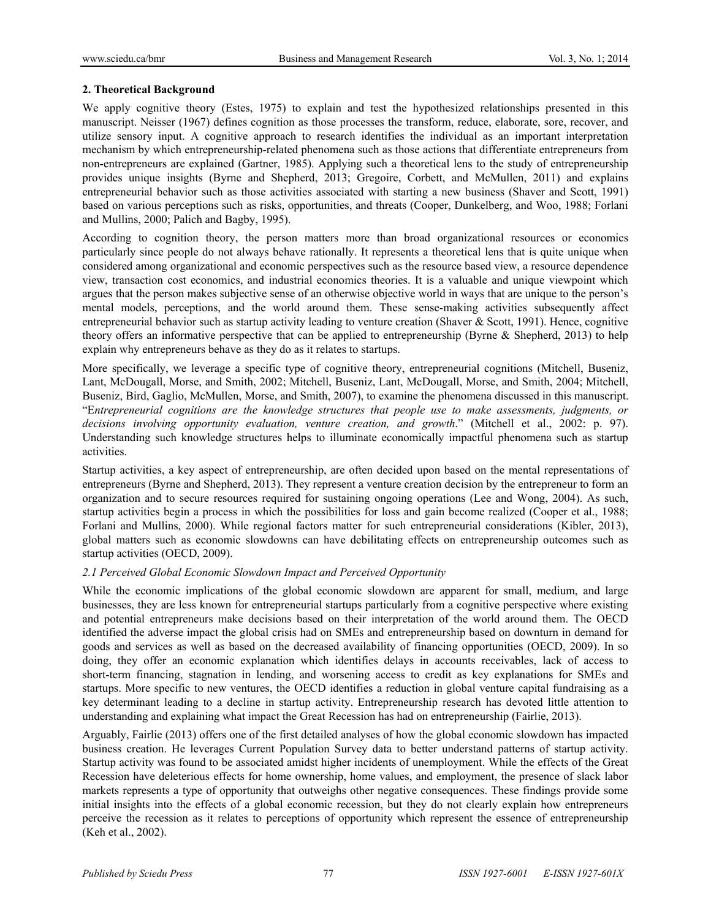## 2. Theoretical Background

We apply cognitive theory (Estes, 1975) to explain and test the hypothesized relationships presented in this manuscript. Neisser (1967) defines cognition as those processes the transform, reduce, elaborate, sore, recover, and utilize sensory input. A cognitive approach to research identifies the individual as an important interpretation mechanism by which entrepreneurship-related phenomena such as those actions that differentiate entrepreneurs from non-entrepreneurs are explained (Gartner, 1985). Applying such a theoretical lens to the study of entrepreneurship provides unique insights (Byrne and Shepherd, 2013; Gregoire, Corbett, and McMullen, 2011) and explains entrepreneurial behavior such as those activities associated with starting a new business (Shaver and Scott, 1991) based on various perceptions such as risks, opportunities, and threats (Cooper, Dunkelberg, and Woo, 1988; Forlani and Mullins, 2000; Palich and Bagby, 1995).

According to cognition theory, the person matters more than broad organizational resources or economics particularly since people do not always behave rationally. It represents a theoretical lens that is quite unique when considered among organizational and economic perspectives such as the resource based view, a resource dependence view, transaction cost economics, and industrial economics theories. It is a valuable and unique viewpoint which argues that the person makes subjective sense of an otherwise objective world in ways that are unique to the person's mental models, perceptions, and the world around them. These sense-making activities subsequently affect entrepreneurial behavior such as startup activity leading to venture creation (Shaver & Scott, 1991). Hence, cognitive theory offers an informative perspective that can be applied to entrepreneurship (Byrne & Shepherd, 2013) to help explain why entrepreneurs behave as they do as it relates to startups.

More specifically, we leverage a specific type of cognitive theory, entrepreneurial cognitions (Mitchell, Buseniz, Lant, McDougall, Morse, and Smith, 2002; Mitchell, Buseniz, Lant, McDougall, Morse, and Smith, 2004; Mitchell, Buseniz, Bird, Gaglio, McMullen, Morse, and Smith, 2007), to examine the phenomena discussed in this manuscript. "E*ntrepreneurial cognitions are the knowledge structures that people use to make assessments, judgments, or decisions involving opportunity evaluation, venture creation, and growth*." (Mitchell et al., 2002: p. 97). Understanding such knowledge structures helps to illuminate economically impactful phenomena such as startup activities.

Startup activities, a key aspect of entrepreneurship, are often decided upon based on the mental representations of entrepreneurs (Byrne and Shepherd, 2013). They represent a venture creation decision by the entrepreneur to form an organization and to secure resources required for sustaining ongoing operations (Lee and Wong, 2004). As such, startup activities begin a process in which the possibilities for loss and gain become realized (Cooper et al., 1988; Forlani and Mullins, 2000). While regional factors matter for such entrepreneurial considerations (Kibler, 2013), global matters such as economic slowdowns can have debilitating effects on entrepreneurship outcomes such as startup activities (OECD, 2009).

### *2.1 Perceived Global Economic Slowdown Impact and Perceived Opportunity*

While the economic implications of the global economic slowdown are apparent for small, medium, and large businesses, they are less known for entrepreneurial startups particularly from a cognitive perspective where existing and potential entrepreneurs make decisions based on their interpretation of the world around them. The OECD identified the adverse impact the global crisis had on SMEs and entrepreneurship based on downturn in demand for goods and services as well as based on the decreased availability of financing opportunities (OECD, 2009). In so doing, they offer an economic explanation which identifies delays in accounts receivables, lack of access to short-term financing, stagnation in lending, and worsening access to credit as key explanations for SMEs and startups. More specific to new ventures, the OECD identifies a reduction in global venture capital fundraising as a key determinant leading to a decline in startup activity. Entrepreneurship research has devoted little attention to understanding and explaining what impact the Great Recession has had on entrepreneurship (Fairlie, 2013).

Arguably, Fairlie (2013) offers one of the first detailed analyses of how the global economic slowdown has impacted business creation. He leverages Current Population Survey data to better understand patterns of startup activity. Startup activity was found to be associated amidst higher incidents of unemployment. While the effects of the Great Recession have deleterious effects for home ownership, home values, and employment, the presence of slack labor markets represents a type of opportunity that outweighs other negative consequences. These findings provide some initial insights into the effects of a global economic recession, but they do not clearly explain how entrepreneurs perceive the recession as it relates to perceptions of opportunity which represent the essence of entrepreneurship (Keh et al., 2002).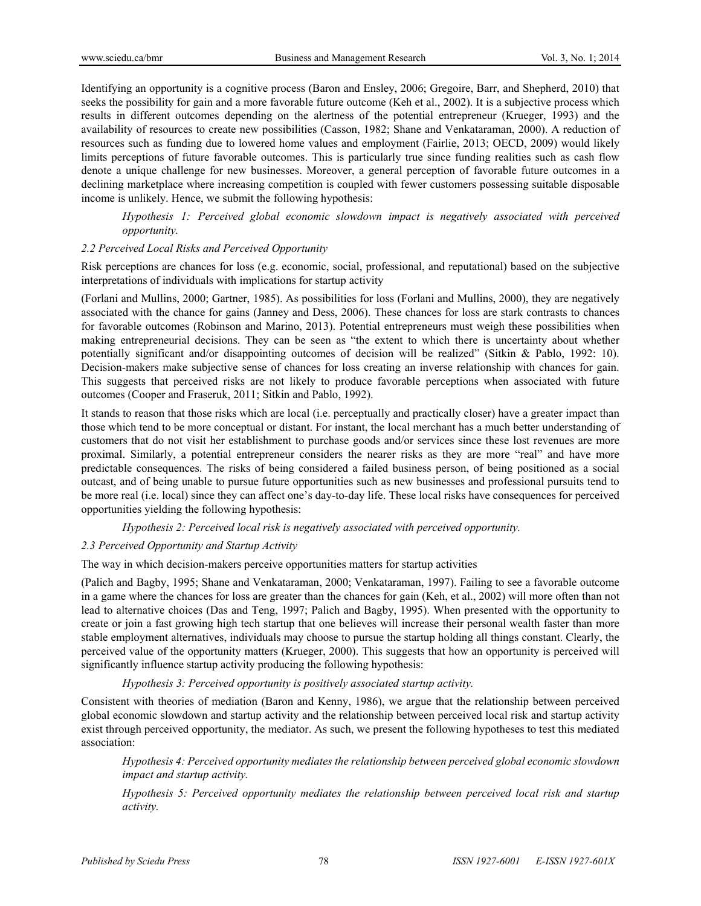Identifying an opportunity is a cognitive process (Baron and Ensley, 2006; Gregoire, Barr, and Shepherd, 2010) that seeks the possibility for gain and a more favorable future outcome (Keh et al., 2002). It is a subjective process which results in different outcomes depending on the alertness of the potential entrepreneur (Krueger, 1993) and the availability of resources to create new possibilities (Casson, 1982; Shane and Venkataraman, 2000). A reduction of resources such as funding due to lowered home values and employment (Fairlie, 2013; OECD, 2009) would likely limits perceptions of future favorable outcomes. This is particularly true since funding realities such as cash flow denote a unique challenge for new businesses. Moreover, a general perception of favorable future outcomes in a declining marketplace where increasing competition is coupled with fewer customers possessing suitable disposable income is unlikely. Hence, we submit the following hypothesis:

> *Hypothesis 1: Perceived global economic slowdown impact is negatively associated with perceived opportunity.*

### *2.2 Perceived Local Risks and Perceived Opportunity*

Risk perceptions are chances for loss (e.g. economic, social, professional, and reputational) based on the subjective interpretations of individuals with implications for startup activity

(Forlani and Mullins, 2000; Gartner, 1985). As possibilities for loss (Forlani and Mullins, 2000), they are negatively associated with the chance for gains (Janney and Dess, 2006). These chances for loss are stark contrasts to chances for favorable outcomes (Robinson and Marino, 2013). Potential entrepreneurs must weigh these possibilities when making entrepreneurial decisions. They can be seen as "the extent to which there is uncertainty about whether potentially significant and/or disappointing outcomes of decision will be realized" (Sitkin & Pablo, 1992: 10). Decision-makers make subjective sense of chances for loss creating an inverse relationship with chances for gain. This suggests that perceived risks are not likely to produce favorable perceptions when associated with future outcomes (Cooper and Fraseruk, 2011; Sitkin and Pablo, 1992).

It stands to reason that those risks which are local (i.e. perceptually and practically closer) have a greater impact than those which tend to be more conceptual or distant. For instant, the local merchant has a much better understanding of customers that do not visit her establishment to purchase goods and/or services since these lost revenues are more proximal. Similarly, a potential entrepreneur considers the nearer risks as they are more "real" and have more predictable consequences. The risks of being considered a failed business person, of being positioned as a social outcast, and of being unable to pursue future opportunities such as new businesses and professional pursuits tend to be more real (i.e. local) since they can affect one's day-to-day life. These local risks have consequences for perceived opportunities yielding the following hypothesis:

> *Hypothesis 2: Perceived local risk is negatively associated with perceived opportunity.*

### *2.3 Perceived Opportunity and Startup Activity*

The way in which decision-makers perceive opportunities matters for startup activities

(Palich and Bagby, 1995; Shane and Venkataraman, 2000; Venkataraman, 1997). Failing to see a favorable outcome in a game where the chances for loss are greater than the chances for gain (Keh, et al., 2002) will more often than not lead to alternative choices (Das and Teng, 1997; Palich and Bagby, 1995). When presented with the opportunity to create or join a fast growing high tech startup that one believes will increase their personal wealth faster than more stable employment alternatives, individuals may choose to pursue the startup holding all things constant. Clearly, the perceived value of the opportunity matters (Krueger, 2000). This suggests that how an opportunity is perceived will significantly influence startup activity producing the following hypothesis:

> *Hypothesis 3: Perceived opportunity is positively associated startup activity.*

Consistent with theories of mediation (Baron and Kenny, 1986), we argue that the relationship between perceived global economic slowdown and startup activity and the relationship between perceived local risk and startup activity exist through perceived opportunity, the mediator. As such, we present the following hypotheses to test this mediated association:

> *Hypothesis 4: Perceived opportunity mediates the relationship between perceived global economic slowdown impact and startup activity.*
>
> *Hypothesis 5: Perceived opportunity mediates the relationship between perceived local risk and startup activity.*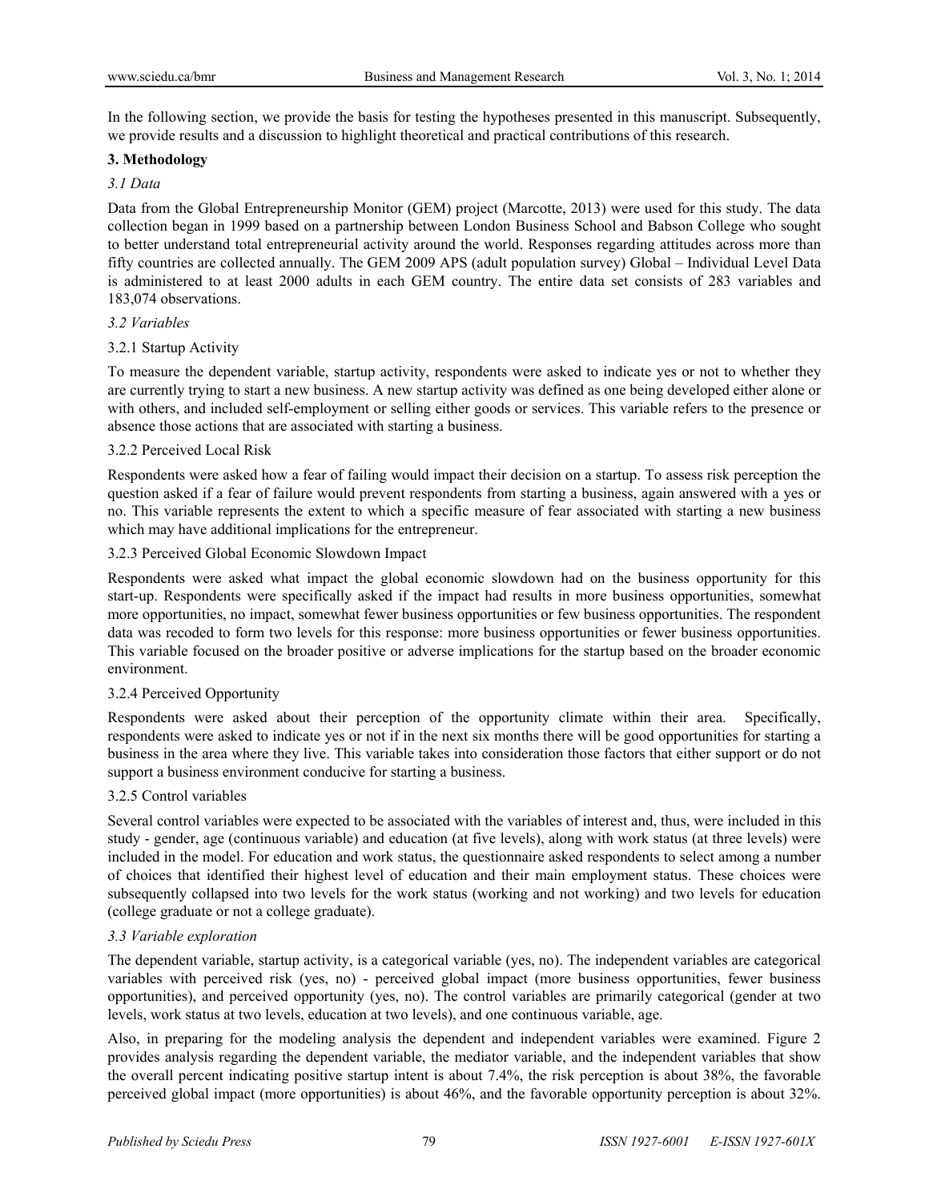In the following section, we provide the basis for testing the hypotheses presented in this manuscript. Subsequently, we provide results and a discussion to highlight theoretical and practical contributions of this research.

## 3. Methodology

### *3.1 Data*

Data from the Global Entrepreneurship Monitor (GEM) project (Marcotte, 2013) were used for this study. The data collection began in 1999 based on a partnership between London Business School and Babson College who sought to better understand total entrepreneurial activity around the world. Responses regarding attitudes across more than fifty countries are collected annually. The GEM 2009 APS (adult population survey) Global – Individual Level Data is administered to at least 2000 adults in each GEM country. The entire data set consists of 283 variables and 183,074 observations.

### *3.2 Variables*

#### 3.2.1 Startup Activity

To measure the dependent variable, startup activity, respondents were asked to indicate yes or not to whether they are currently trying to start a new business. A new startup activity was defined as one being developed either alone or with others, and included self-employment or selling either goods or services. This variable refers to the presence or absence those actions that are associated with starting a business.

#### 3.2.2 Perceived Local Risk

Respondents were asked how a fear of failing would impact their decision on a startup. To assess risk perception the question asked if a fear of failure would prevent respondents from starting a business, again answered with a yes or no. This variable represents the extent to which a specific measure of fear associated with starting a new business which may have additional implications for the entrepreneur.

#### 3.2.3 Perceived Global Economic Slowdown Impact

Respondents were asked what impact the global economic slowdown had on the business opportunity for this start-up. Respondents were specifically asked if the impact had results in more business opportunities, somewhat more opportunities, no impact, somewhat fewer business opportunities or few business opportunities. The respondent data was recoded to form two levels for this response: more business opportunities or fewer business opportunities. This variable focused on the broader positive or adverse implications for the startup based on the broader economic environment.

#### 3.2.4 Perceived Opportunity

Respondents were asked about their perception of the opportunity climate within their area. Specifically, respondents were asked to indicate yes or not if in the next six months there will be good opportunities for starting a business in the area where they live. This variable takes into consideration those factors that either support or do not support a business environment conducive for starting a business.

#### 3.2.5 Control variables

Several control variables were expected to be associated with the variables of interest and, thus, were included in this study - gender, age (continuous variable) and education (at five levels), along with work status (at three levels) were included in the model. For education and work status, the questionnaire asked respondents to select among a number of choices that identified their highest level of education and their main employment status. These choices were subsequently collapsed into two levels for the work status (working and not working) and two levels for education (college graduate or not a college graduate).

### *3.3 Variable exploration*

The dependent variable, startup activity, is a categorical variable (yes, no). The independent variables are categorical variables with perceived risk (yes, no) - perceived global impact (more business opportunities, fewer business opportunities), and perceived opportunity (yes, no). The control variables are primarily categorical (gender at two levels, work status at two levels, education at two levels), and one continuous variable, age.

Also, in preparing for the modeling analysis the dependent and independent variables were examined. Figure 2 provides analysis regarding the dependent variable, the mediator variable, and the independent variables that show the overall percent indicating positive startup intent is about 7.4%, the risk perception is about 38%, the favorable perceived global impact (more opportunities) is about 46%, and the favorable opportunity perception is about 32%.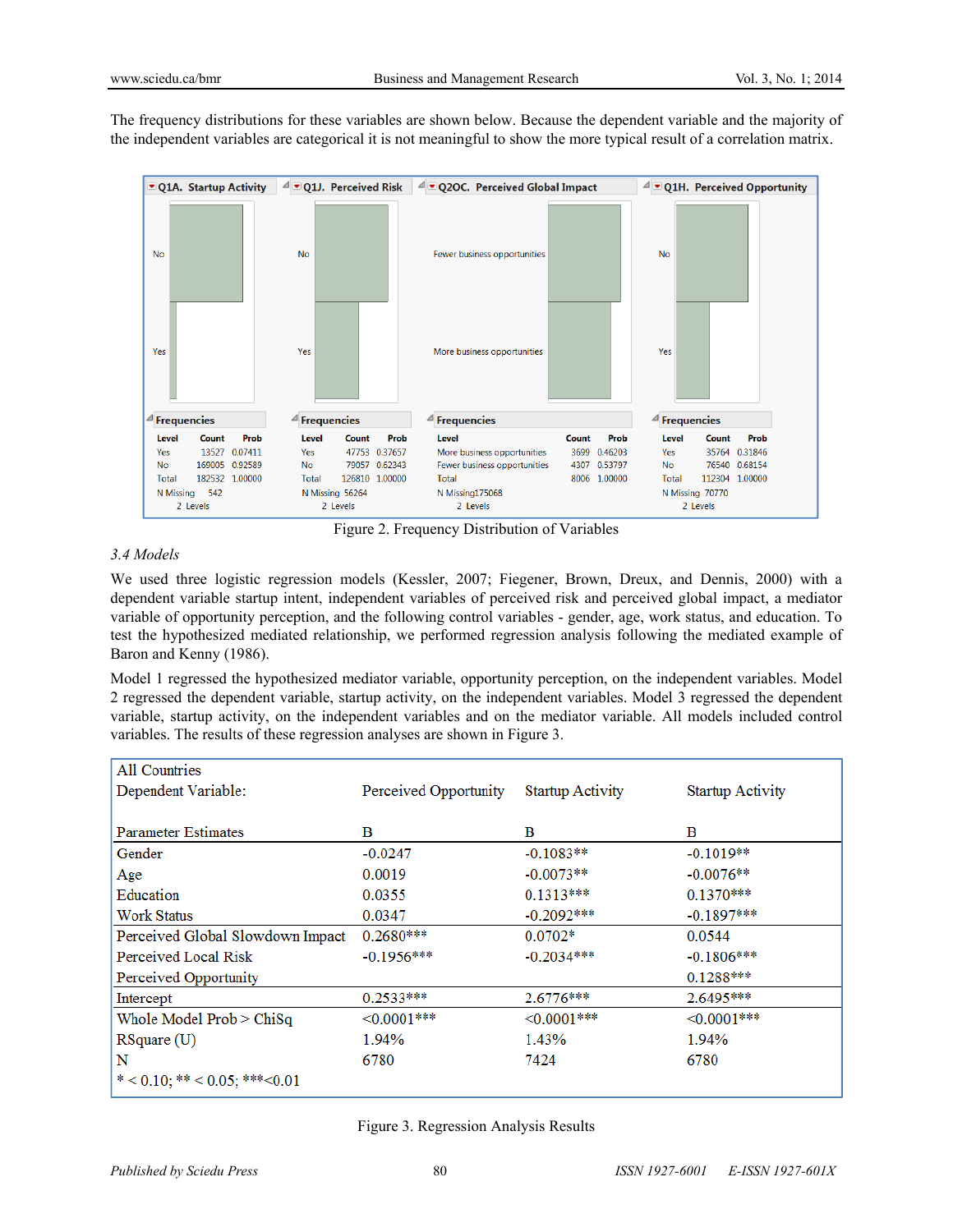The frequency distributions for these variables are shown below. Because the dependent variable and the majority of the independent variables are categorical it is not meaningful to show the more typical result of a correlation matrix.

**Q1A. Startup Activity**

| Level | Count | Prob |
|---|---|---|
| Yes | 13527 | 0.07411 |
| No | 169005 | 0.92589 |
| Total | 182532 | 1.00000 |

N Missing 542
2 Levels

**Q1J. Perceived Risk**

| Level | Count | Prob |
|---|---|---|
| Yes | 47753 | 0.37657 |
| No | 79057 | 0.62343 |
| Total | 126810 | 1.00000 |

N Missing 56264
2 Levels

**Q2OC. Perceived Global Impact**

| Level | Count | Prob |
|---|---|---|
| More business opportunities | 3699 | 0.46203 |
| Fewer business opportunities | 4307 | 0.53797 |
| Total | 8006 | 1.00000 |

N Missing 175068
2 Levels

**Q1H. Perceived Opportunity**

| Level | Count | Prob |
|---|---|---|
| Yes | 35764 | 0.31846 |
| No | 76540 | 0.68154 |
| Total | 112304 | 1.00000 |

N Missing 70770
2 Levels

Figure 2. Frequency Distribution of Variables

### 3.4 Models

We used three logistic regression models (Kessler, 2007; Fiegener, Brown, Dreux, and Dennis, 2000) with a dependent variable startup intent, independent variables of perceived risk and perceived global impact, a mediator variable of opportunity perception, and the following control variables - gender, age, work status, and education. To test the hypothesized mediated relationship, we performed regression analysis following the mediated example of Baron and Kenny (1986).

Model 1 regressed the hypothesized mediator variable, opportunity perception, on the independent variables. Model 2 regressed the dependent variable, startup activity, on the independent variables. Model 3 regressed the dependent variable, startup activity, on the independent variables and on the mediator variable. All models included control variables. The results of these regression analyses are shown in Figure 3.

| All Countries Dependent Variable: | Perceived Opportunity | Startup Activity | Startup Activity |
|---|---|---|---|
| Parameter Estimates | B | B | B |
| Gender | -0.0247 | -0.1083** | -0.1019** |
| Age | 0.0019 | -0.0073** | -0.0076** |
| Education | 0.0355 | 0.1313*** | 0.1370*** |
| Work Status | 0.0347 | -0.2092*** | -0.1897*** |
| Perceived Global Slowdown Impact | 0.2680*** | 0.0702* | 0.0544 |
| Perceived Local Risk | -0.1956*** | -0.2034*** | -0.1806*** |
| Perceived Opportunity | | | 0.1288*** |
| Intercept | 0.2533*** | 2.6776*** | 2.6495*** |
| Whole Model Prob > ChiSq | <0.0001*** | <0.0001*** | <0.0001*** |
| RSquare (U) | 1.94% | 1.43% | 1.94% |
| N | 6780 | 7424 | 6780 |

* < 0.10; ** < 0.05; ***<0.01

Figure 3. Regression Analysis Results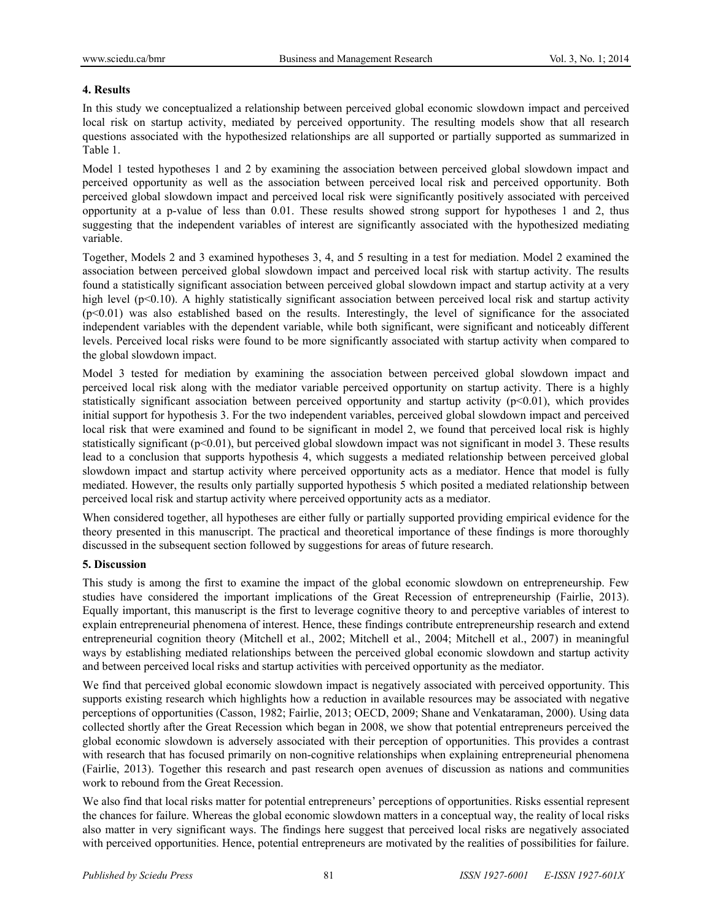## 4. Results

In this study we conceptualized a relationship between perceived global economic slowdown impact and perceived local risk on startup activity, mediated by perceived opportunity. The resulting models show that all research questions associated with the hypothesized relationships are all supported or partially supported as summarized in Table 1.

Model 1 tested hypotheses 1 and 2 by examining the association between perceived global slowdown impact and perceived opportunity as well as the association between perceived local risk and perceived opportunity. Both perceived global slowdown impact and perceived local risk were significantly positively associated with perceived opportunity at a p-value of less than 0.01. These results showed strong support for hypotheses 1 and 2, thus suggesting that the independent variables of interest are significantly associated with the hypothesized mediating variable.

Together, Models 2 and 3 examined hypotheses 3, 4, and 5 resulting in a test for mediation. Model 2 examined the association between perceived global slowdown impact and perceived local risk with startup activity. The results found a statistically significant association between perceived global slowdown impact and startup activity at a very high level ($p<0.10$). A highly statistically significant association between perceived local risk and startup activity ($p<0.01$) was also established based on the results. Interestingly, the level of significance for the associated independent variables with the dependent variable, while both significant, were significant and noticeably different levels. Perceived local risks were found to be more significantly associated with startup activity when compared to the global slowdown impact.

Model 3 tested for mediation by examining the association between perceived global slowdown impact and perceived local risk along with the mediator variable perceived opportunity on startup activity. There is a highly statistically significant association between perceived opportunity and startup activity ($p<0.01$), which provides initial support for hypothesis 3. For the two independent variables, perceived global slowdown impact and perceived local risk that were examined and found to be significant in model 2, we found that perceived local risk is highly statistically significant ($p<0.01$), but perceived global slowdown impact was not significant in model 3. These results lead to a conclusion that supports hypothesis 4, which suggests a mediated relationship between perceived global slowdown impact and startup activity where perceived opportunity acts as a mediator. Hence that model is fully mediated. However, the results only partially supported hypothesis 5 which posited a mediated relationship between perceived local risk and startup activity where perceived opportunity acts as a mediator.

When considered together, all hypotheses are either fully or partially supported providing empirical evidence for the theory presented in this manuscript. The practical and theoretical importance of these findings is more thoroughly discussed in the subsequent section followed by suggestions for areas of future research.

## 5. Discussion

This study is among the first to examine the impact of the global economic slowdown on entrepreneurship. Few studies have considered the important implications of the Great Recession of entrepreneurship (Fairlie, 2013). Equally important, this manuscript is the first to leverage cognitive theory to and perceptive variables of interest to explain entrepreneurial phenomena of interest. Hence, these findings contribute entrepreneurship research and extend entrepreneurial cognition theory (Mitchell et al., 2002; Mitchell et al., 2004; Mitchell et al., 2007) in meaningful ways by establishing mediated relationships between the perceived global economic slowdown and startup activity and between perceived local risks and startup activities with perceived opportunity as the mediator.

We find that perceived global economic slowdown impact is negatively associated with perceived opportunity. This supports existing research which highlights how a reduction in available resources may be associated with negative perceptions of opportunities (Casson, 1982; Fairlie, 2013; OECD, 2009; Shane and Venkataraman, 2000). Using data collected shortly after the Great Recession which began in 2008, we show that potential entrepreneurs perceived the global economic slowdown is adversely associated with their perception of opportunities. This provides a contrast with research that has focused primarily on non-cognitive relationships when explaining entrepreneurial phenomena (Fairlie, 2013). Together this research and past research open avenues of discussion as nations and communities work to rebound from the Great Recession.

We also find that local risks matter for potential entrepreneurs' perceptions of opportunities. Risks essential represent the chances for failure. Whereas the global economic slowdown matters in a conceptual way, the reality of local risks also matter in very significant ways. The findings here suggest that perceived local risks are negatively associated with perceived opportunities. Hence, potential entrepreneurs are motivated by the realities of possibilities for failure.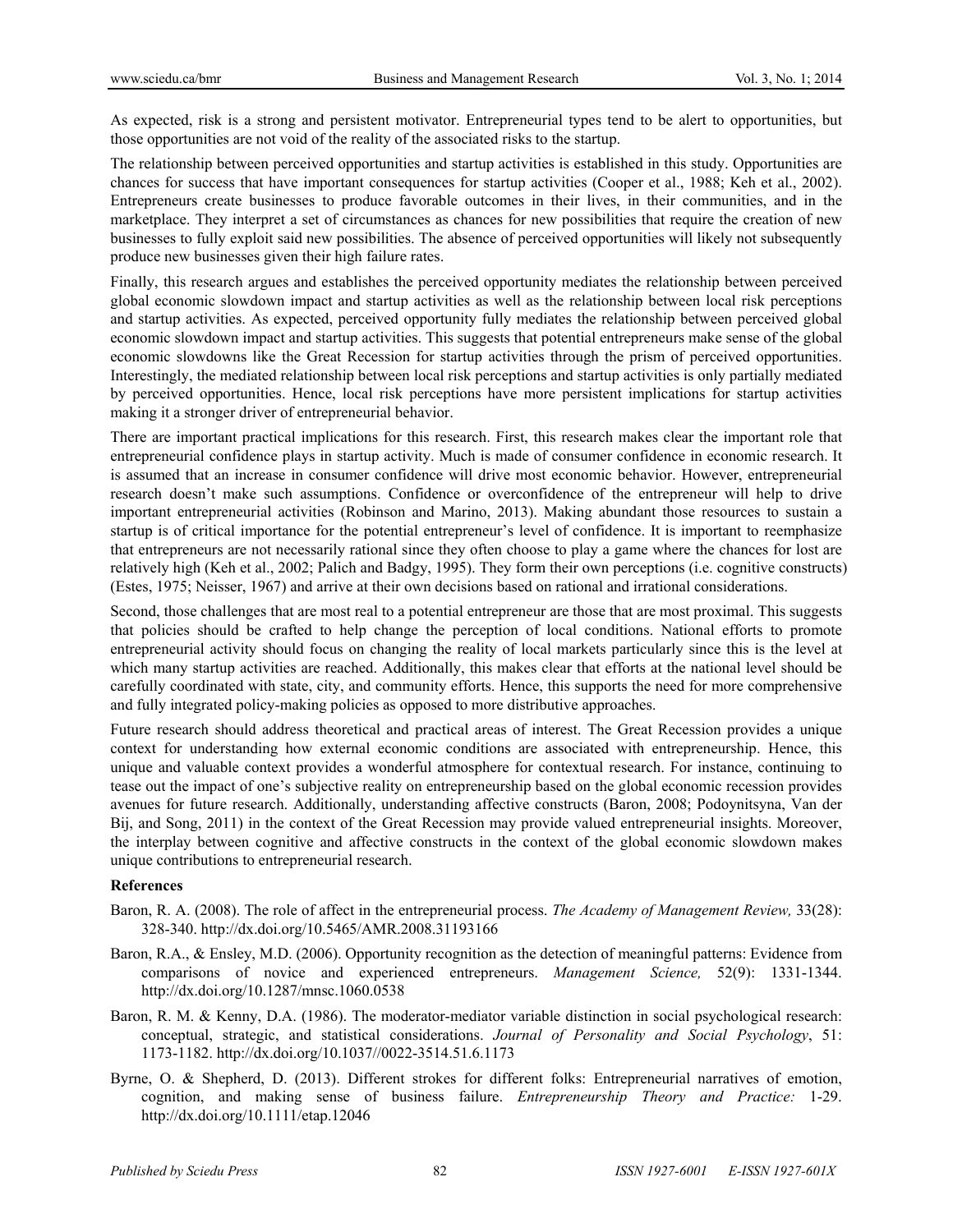As expected, risk is a strong and persistent motivator. Entrepreneurial types tend to be alert to opportunities, but those opportunities are not void of the reality of the associated risks to the startup.

The relationship between perceived opportunities and startup activities is established in this study. Opportunities are chances for success that have important consequences for startup activities (Cooper et al., 1988; Keh et al., 2002). Entrepreneurs create businesses to produce favorable outcomes in their lives, in their communities, and in the marketplace. They interpret a set of circumstances as chances for new possibilities that require the creation of new businesses to fully exploit said new possibilities. The absence of perceived opportunities will likely not subsequently produce new businesses given their high failure rates.

Finally, this research argues and establishes the perceived opportunity mediates the relationship between perceived global economic slowdown impact and startup activities as well as the relationship between local risk perceptions and startup activities. As expected, perceived opportunity fully mediates the relationship between perceived global economic slowdown impact and startup activities. This suggests that potential entrepreneurs make sense of the global economic slowdowns like the Great Recession for startup activities through the prism of perceived opportunities. Interestingly, the mediated relationship between local risk perceptions and startup activities is only partially mediated by perceived opportunities. Hence, local risk perceptions have more persistent implications for startup activities making it a stronger driver of entrepreneurial behavior.

There are important practical implications for this research. First, this research makes clear the important role that entrepreneurial confidence plays in startup activity. Much is made of consumer confidence in economic research. It is assumed that an increase in consumer confidence will drive most economic behavior. However, entrepreneurial research doesn't make such assumptions. Confidence or overconfidence of the entrepreneur will help to drive important entrepreneurial activities (Robinson and Marino, 2013). Making abundant those resources to sustain a startup is of critical importance for the potential entrepreneur's level of confidence. It is important to reemphasize that entrepreneurs are not necessarily rational since they often choose to play a game where the chances for lost are relatively high (Keh et al., 2002; Palich and Badgy, 1995). They form their own perceptions (i.e. cognitive constructs) (Estes, 1975; Neisser, 1967) and arrive at their own decisions based on rational and irrational considerations.

Second, those challenges that are most real to a potential entrepreneur are those that are most proximal. This suggests that policies should be crafted to help change the perception of local conditions. National efforts to promote entrepreneurial activity should focus on changing the reality of local markets particularly since this is the level at which many startup activities are reached. Additionally, this makes clear that efforts at the national level should be carefully coordinated with state, city, and community efforts. Hence, this supports the need for more comprehensive and fully integrated policy-making policies as opposed to more distributive approaches.

Future research should address theoretical and practical areas of interest. The Great Recession provides a unique context for understanding how external economic conditions are associated with entrepreneurship. Hence, this unique and valuable context provides a wonderful atmosphere for contextual research. For instance, continuing to tease out the impact of one's subjective reality on entrepreneurship based on the global economic recession provides avenues for future research. Additionally, understanding affective constructs (Baron, 2008; Podoynitsyna, Van der Bij, and Song, 2011) in the context of the Great Recession may provide valued entrepreneurial insights. Moreover, the interplay between cognitive and affective constructs in the context of the global economic slowdown makes unique contributions to entrepreneurial research.

**References**

Baron, R. A. (2008). The role of affect in the entrepreneurial process. *The Academy of Management Review,* 33(28): 328-340. http://dx.doi.org/10.5465/AMR.2008.31193166

Baron, R.A., & Ensley, M.D. (2006). Opportunity recognition as the detection of meaningful patterns: Evidence from comparisons of novice and experienced entrepreneurs. *Management Science,* 52(9): 1331-1344. http://dx.doi.org/10.1287/mnsc.1060.0538

Baron, R. M. & Kenny, D.A. (1986). The moderator-mediator variable distinction in social psychological research: conceptual, strategic, and statistical considerations. *Journal of Personality and Social Psychology*, 51: 1173-1182. http://dx.doi.org/10.1037//0022-3514.51.6.1173

Byrne, O. & Shepherd, D. (2013). Different strokes for different folks: Entrepreneurial narratives of emotion, cognition, and making sense of business failure. *Entrepreneurship Theory and Practice:* 1-29. http://dx.doi.org/10.1111/etap.12046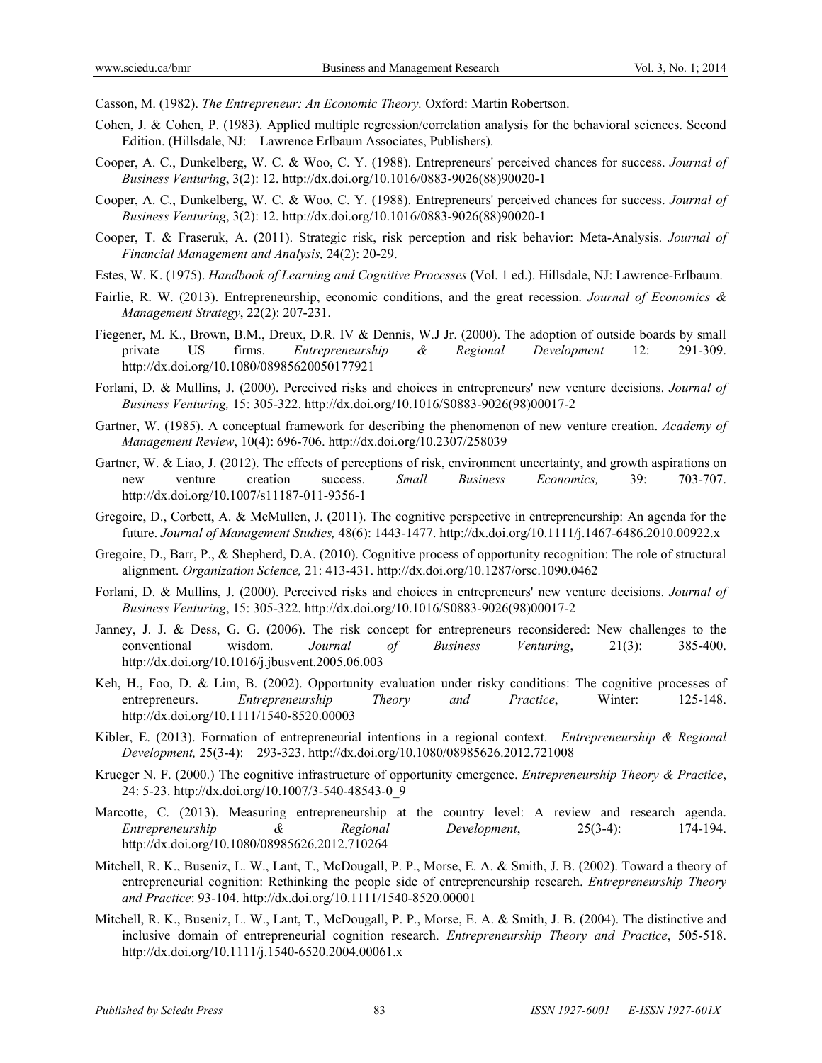Casson, M. (1982). *The Entrepreneur: An Economic Theory.* Oxford: Martin Robertson.

Cohen, J. & Cohen, P. (1983). Applied multiple regression/correlation analysis for the behavioral sciences. Second Edition. (Hillsdale, NJ: Lawrence Erlbaum Associates, Publishers).

Cooper, A. C., Dunkelberg, W. C. & Woo, C. Y. (1988). Entrepreneurs' perceived chances for success. *Journal of Business Venturing*, 3(2): 12. http://dx.doi.org/10.1016/0883-9026(88)90020-1

Cooper, A. C., Dunkelberg, W. C. & Woo, C. Y. (1988). Entrepreneurs' perceived chances for success. *Journal of Business Venturing*, 3(2): 12. http://dx.doi.org/10.1016/0883-9026(88)90020-1

Cooper, T. & Fraseruk, A. (2011). Strategic risk, risk perception and risk behavior: Meta-Analysis. *Journal of Financial Management and Analysis,* 24(2): 20-29.

Estes, W. K. (1975). *Handbook of Learning and Cognitive Processes* (Vol. 1 ed.). Hillsdale, NJ: Lawrence-Erlbaum.

Fairlie, R. W. (2013). Entrepreneurship, economic conditions, and the great recession. *Journal of Economics & Management Strategy*, 22(2): 207-231.

Fiegener, M. K., Brown, B.M., Dreux, D.R. IV & Dennis, W.J Jr. (2000). The adoption of outside boards by small private US firms. *Entrepreneurship & Regional Development* 12: 291-309. http://dx.doi.org/10.1080/08985620050177921

Forlani, D. & Mullins, J. (2000). Perceived risks and choices in entrepreneurs' new venture decisions. *Journal of Business Venturing,* 15: 305-322. http://dx.doi.org/10.1016/S0883-9026(98)00017-2

Gartner, W. (1985). A conceptual framework for describing the phenomenon of new venture creation. *Academy of Management Review*, 10(4): 696-706. http://dx.doi.org/10.2307/258039

Gartner, W. & Liao, J. (2012). The effects of perceptions of risk, environment uncertainty, and growth aspirations on new venture creation success. *Small Business Economics,* 39: 703-707. http://dx.doi.org/10.1007/s11187-011-9356-1

Gregoire, D., Corbett, A. & McMullen, J. (2011). The cognitive perspective in entrepreneurship: An agenda for the future. *Journal of Management Studies,* 48(6): 1443-1477. http://dx.doi.org/10.1111/j.1467-6486.2010.00922.x

Gregoire, D., Barr, P., & Shepherd, D.A. (2010). Cognitive process of opportunity recognition: The role of structural alignment. *Organization Science,* 21: 413-431. http://dx.doi.org/10.1287/orsc.1090.0462

Forlani, D. & Mullins, J. (2000). Perceived risks and choices in entrepreneurs' new venture decisions. *Journal of Business Venturing*, 15: 305-322. http://dx.doi.org/10.1016/S0883-9026(98)00017-2

Janney, J. J. & Dess, G. G. (2006). The risk concept for entrepreneurs reconsidered: New challenges to the conventional wisdom. *Journal of Business Venturing*, 21(3): 385-400. http://dx.doi.org/10.1016/j.jbusvent.2005.06.003

Keh, H., Foo, D. & Lim, B. (2002). Opportunity evaluation under risky conditions: The cognitive processes of entrepreneurs. *Entrepreneurship Theory and Practice*, Winter: 125-148. http://dx.doi.org/10.1111/1540-8520.00003

Kibler, E. (2013). Formation of entrepreneurial intentions in a regional context. *Entrepreneurship & Regional Development,* 25(3-4): 293-323. http://dx.doi.org/10.1080/08985626.2012.721008

Krueger N. F. (2000.) The cognitive infrastructure of opportunity emergence. *Entrepreneurship Theory & Practice*, 24: 5-23. http://dx.doi.org/10.1007/3-540-48543-0_9

Marcotte, C. (2013). Measuring entrepreneurship at the country level: A review and research agenda. *Entrepreneurship & Regional Development*, 25(3-4): 174-194. http://dx.doi.org/10.1080/08985626.2012.710264

Mitchell, R. K., Buseniz, L. W., Lant, T., McDougall, P. P., Morse, E. A. & Smith, J. B. (2002). Toward a theory of entrepreneurial cognition: Rethinking the people side of entrepreneurship research. *Entrepreneurship Theory and Practice*: 93-104. http://dx.doi.org/10.1111/1540-8520.00001

Mitchell, R. K., Buseniz, L. W., Lant, T., McDougall, P. P., Morse, E. A. & Smith, J. B. (2004). The distinctive and inclusive domain of entrepreneurial cognition research. *Entrepreneurship Theory and Practice*, 505-518. http://dx.doi.org/10.1111/j.1540-6520.2004.00061.x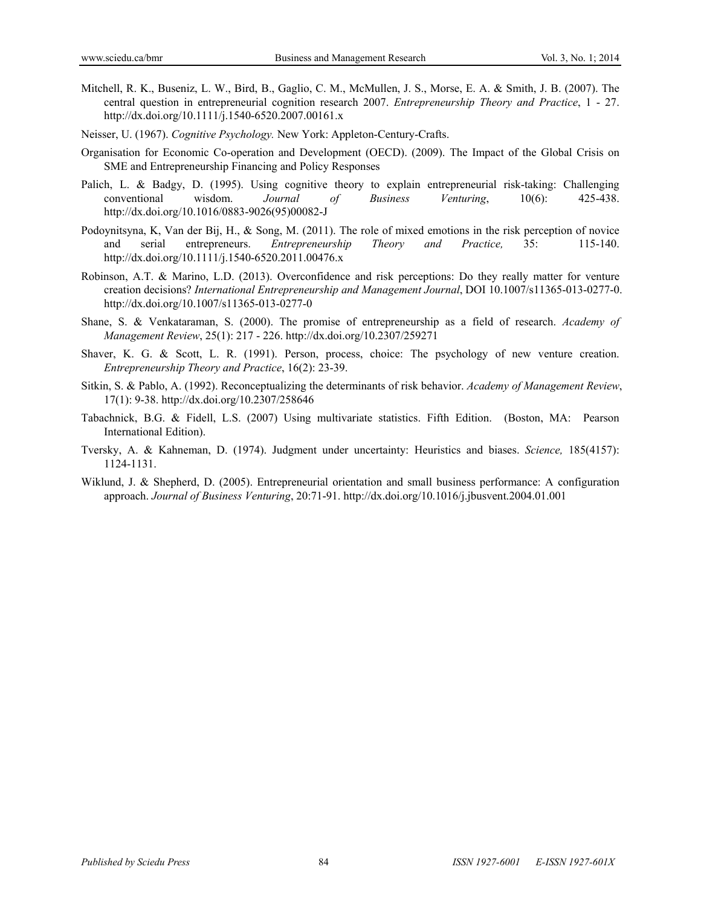Mitchell, R. K., Buseniz, L. W., Bird, B., Gaglio, C. M., McMullen, J. S., Morse, E. A. & Smith, J. B. (2007). The central question in entrepreneurial cognition research 2007. *Entrepreneurship Theory and Practice*, 1 - 27. http://dx.doi.org/10.1111/j.1540-6520.2007.00161.x

Neisser, U. (1967). *Cognitive Psychology.* New York: Appleton-Century-Crafts.

Organisation for Economic Co-operation and Development (OECD). (2009). The Impact of the Global Crisis on SME and Entrepreneurship Financing and Policy Responses

Palich, L. & Badgy, D. (1995). Using cognitive theory to explain entrepreneurial risk-taking: Challenging conventional wisdom. *Journal of Business Venturing*, 10(6): 425-438. http://dx.doi.org/10.1016/0883-9026(95)00082-J

Podoynitsyna, K, Van der Bij, H., & Song, M. (2011). The role of mixed emotions in the risk perception of novice and serial entrepreneurs. *Entrepreneurship Theory and Practice,* 35: 115-140. http://dx.doi.org/10.1111/j.1540-6520.2011.00476.x

Robinson, A.T. & Marino, L.D. (2013). Overconfidence and risk perceptions: Do they really matter for venture creation decisions? *International Entrepreneurship and Management Journal*, DOI 10.1007/s11365-013-0277-0. http://dx.doi.org/10.1007/s11365-013-0277-0

Shane, S. & Venkataraman, S. (2000). The promise of entrepreneurship as a field of research. *Academy of Management Review*, 25(1): 217 - 226. http://dx.doi.org/10.2307/259271

Shaver, K. G. & Scott, L. R. (1991). Person, process, choice: The psychology of new venture creation. *Entrepreneurship Theory and Practice*, 16(2): 23-39.

Sitkin, S. & Pablo, A. (1992). Reconceptualizing the determinants of risk behavior. *Academy of Management Review*, 17(1): 9-38. http://dx.doi.org/10.2307/258646

Tabachnick, B.G. & Fidell, L.S. (2007) Using multivariate statistics. Fifth Edition. (Boston, MA: Pearson International Edition).

Tversky, A. & Kahneman, D. (1974). Judgment under uncertainty: Heuristics and biases. *Science,* 185(4157): 1124-1131.

Wiklund, J. & Shepherd, D. (2005). Entrepreneurial orientation and small business performance: A configuration approach. *Journal of Business Venturing*, 20:71-91. http://dx.doi.org/10.1016/j.jbusvent.2004.01.001